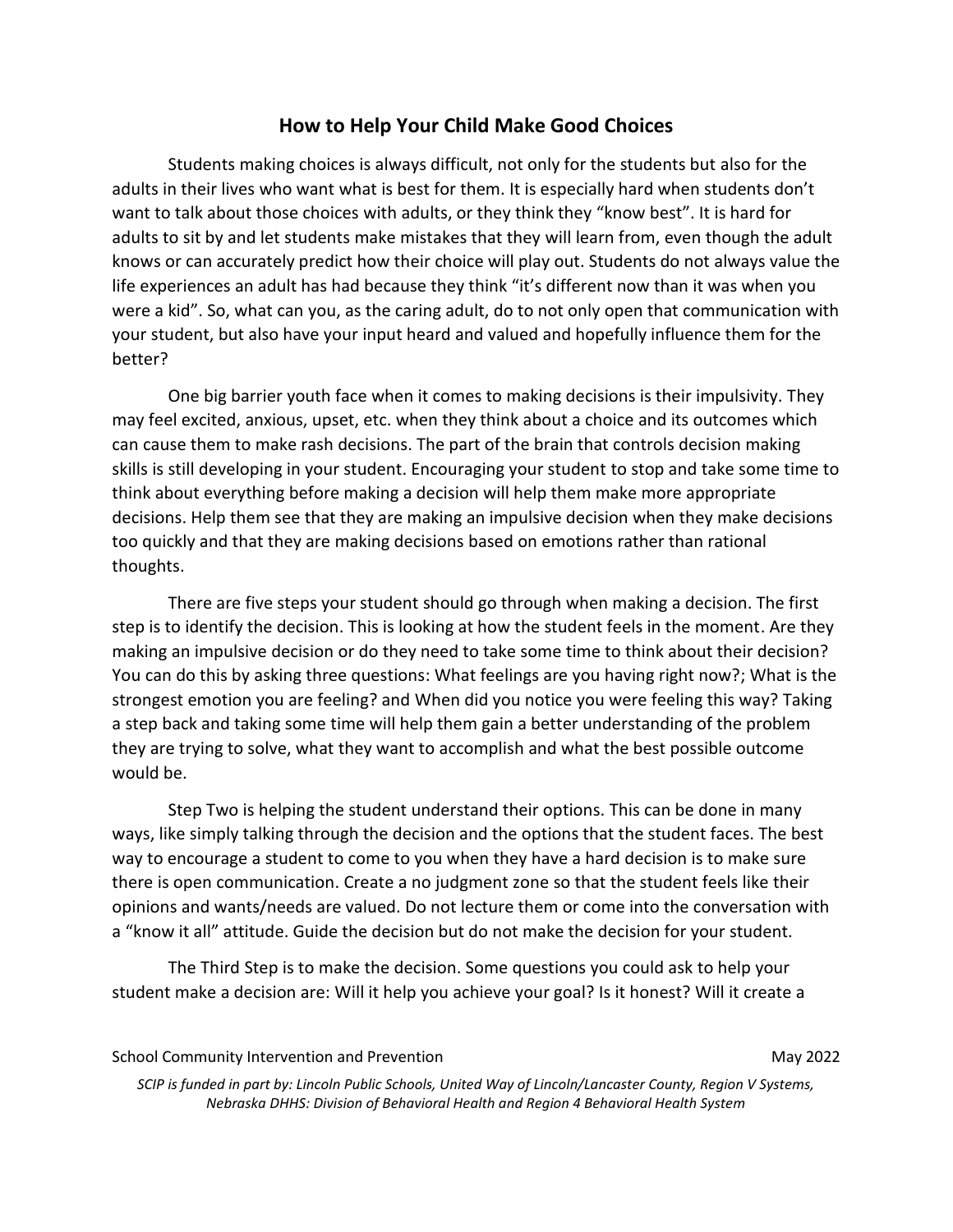# How to Help Your Child Make Good Choices

Students making choices is always difficult, not only for the students but also for the adults in their lives who want what is best for them. It is especially hard when students don't want to talk about those choices with adults, or they think they "know best". It is hard for adults to sit by and let students make mistakes that they will learn from, even though the adult knows or can accurately predict how their choice will play out. Students do not always value the life experiences an adult has had because they think "it's different now than it was when you were a kid". So, what can you, as the caring adult, do to not only open that communication with your student, but also have your input heard and valued and hopefully influence them for the better?

One big barrier youth face when it comes to making decisions is their impulsivity. They may feel excited, anxious, upset, etc. when they think about a choice and its outcomes which can cause them to make rash decisions. The part of the brain that controls decision making skills is still developing in your student. Encouraging your student to stop and take some time to think about everything before making a decision will help them make more appropriate decisions. Help them see that they are making an impulsive decision when they make decisions too quickly and that they are making decisions based on emotions rather than rational thoughts.

There are five steps your student should go through when making a decision. The first step is to identify the decision. This is looking at how the student feels in the moment. Are they making an impulsive decision or do they need to take some time to think about their decision? You can do this by asking three questions: What feelings are you having right now?; What is the strongest emotion you are feeling? and When did you notice you were feeling this way? Taking a step back and taking some time will help them gain a better understanding of the problem they are trying to solve, what they want to accomplish and what the best possible outcome would be.

Step Two is helping the student understand their options. This can be done in many ways, like simply talking through the decision and the options that the student faces. The best way to encourage a student to come to you when they have a hard decision is to make sure there is open communication. Create a no judgment zone so that the student feels like their opinions and wants/needs are valued. Do not lecture them or come into the conversation with a "know it all" attitude. Guide the decision but do not make the decision for your student.

The Third Step is to make the decision. Some questions you could ask to help your student make a decision are: Will it help you achieve your goal? Is it honest? Will it create a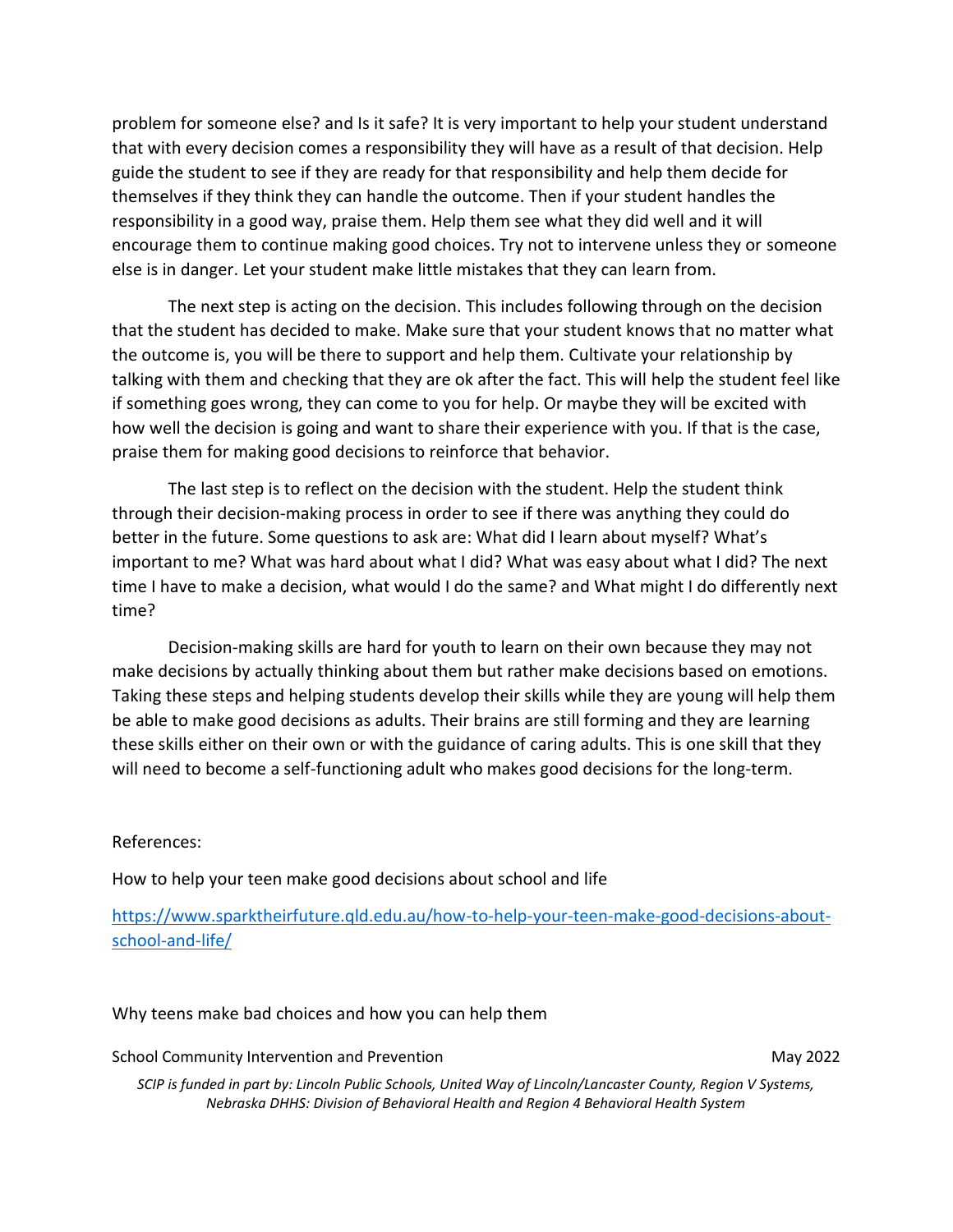problem for someone else? and Is it safe? It is very important to help your student understand that with every decision comes a responsibility they will have as a result of that decision. Help guide the student to see if they are ready for that responsibility and help them decide for themselves if they think they can handle the outcome. Then if your student handles the responsibility in a good way, praise them. Help them see what they did well and it will encourage them to continue making good choices. Try not to intervene unless they or someone else is in danger. Let your student make little mistakes that they can learn from.

The next step is acting on the decision. This includes following through on the decision that the student has decided to make. Make sure that your student knows that no matter what the outcome is, you will be there to support and help them. Cultivate your relationship by talking with them and checking that they are ok after the fact. This will help the student feel like if something goes wrong, they can come to you for help. Or maybe they will be excited with how well the decision is going and want to share their experience with you. If that is the case, praise them for making good decisions to reinforce that behavior.

The last step is to reflect on the decision with the student. Help the student think through their decision-making process in order to see if there was anything they could do better in the future. Some questions to ask are: What did I learn about myself? What's important to me? What was hard about what I did? What was easy about what I did? The next time I have to make a decision, what would I do the same? and What might I do differently next time?

Decision-making skills are hard for youth to learn on their own because they may not make decisions by actually thinking about them but rather make decisions based on emotions. Taking these steps and helping students develop their skills while they are young will help them be able to make good decisions as adults. Their brains are still forming and they are learning these skills either on their own or with the guidance of caring adults. This is one skill that they will need to become a self-functioning adult who makes good decisions for the long-term.

References:

How to help your teen make good decisions about school and life

https://www.sparktheirfuture.qld.edu.au/how-to-help-your-teen-make-good-decisions-about-school-and-life/

Why teens make bad choices and how you can help them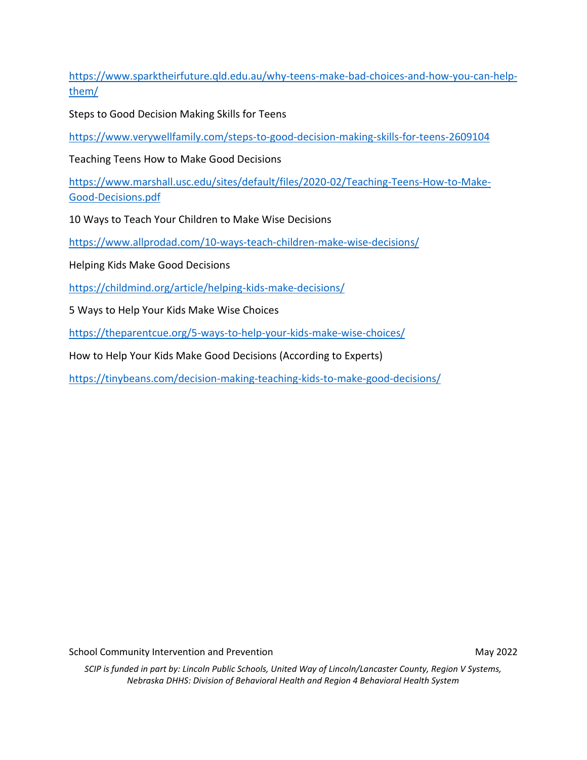https://www.sparktheirfuture.qld.edu.au/why-teens-make-bad-choices-and-how-you-can-help-them/

Steps to Good Decision Making Skills for Teens

https://www.verywellfamily.com/steps-to-good-decision-making-skills-for-teens-2609104

Teaching Teens How to Make Good Decisions

https://www.marshall.usc.edu/sites/default/files/2020-02/Teaching-Teens-How-to-Make-Good-Decisions.pdf

10 Ways to Teach Your Children to Make Wise Decisions

https://www.allprodad.com/10-ways-teach-children-make-wise-decisions/

Helping Kids Make Good Decisions

https://childmind.org/article/helping-kids-make-decisions/

5 Ways to Help Your Kids Make Wise Choices

https://theparentcue.org/5-ways-to-help-your-kids-make-wise-choices/

How to Help Your Kids Make Good Decisions (According to Experts)

https://tinybeans.com/decision-making-teaching-kids-to-make-good-decisions/

School Community Intervention and Prevention May 2022

*SCIP is funded in part by: Lincoln Public Schools, United Way of Lincoln/Lancaster County, Region V Systems, Nebraska DHHS: Division of Behavioral Health and Region 4 Behavioral Health System*